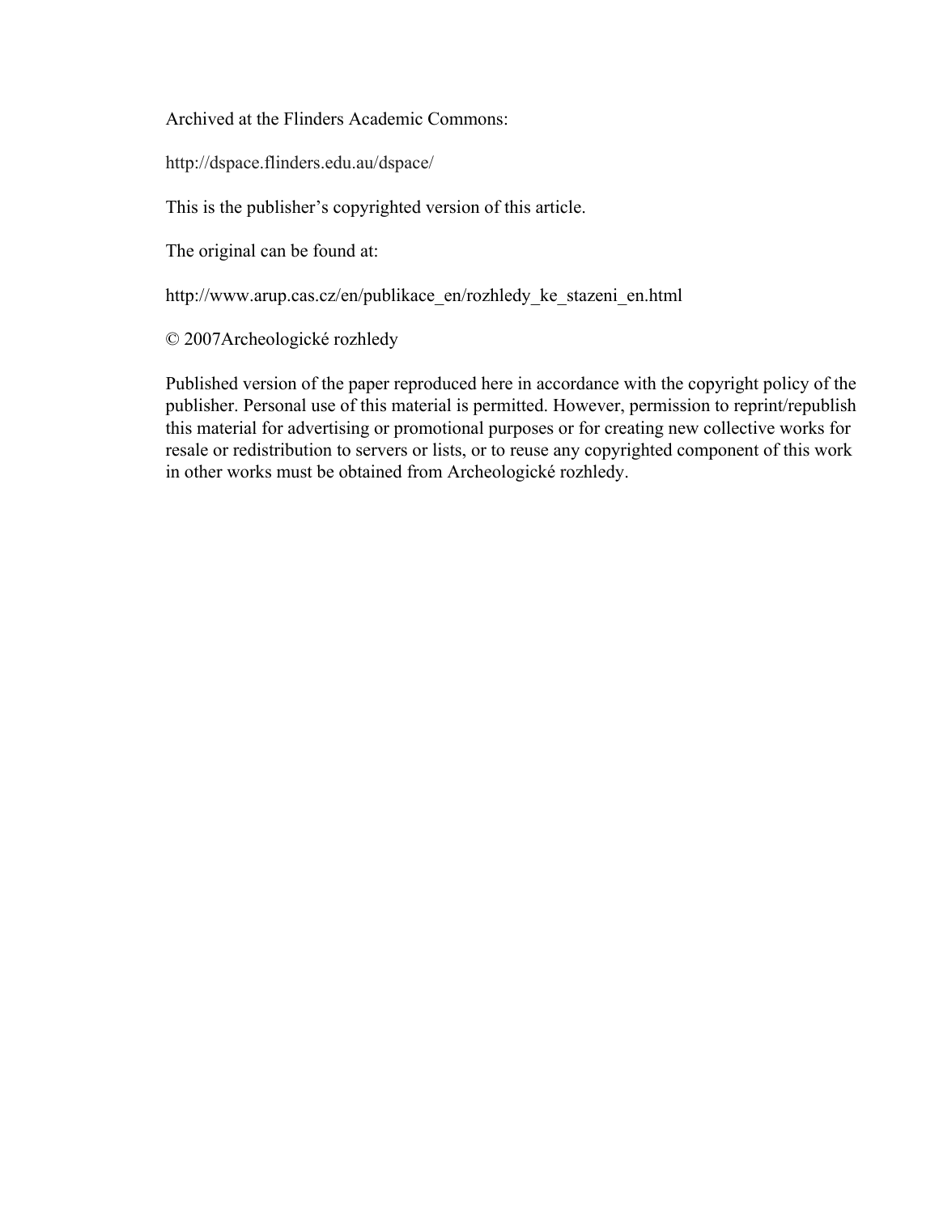Archived at the Flinders Academic Commons:

http://dspace.flinders.edu.au/dspace/

This is the publisher's copyrighted version of this article.

The original can be found at:

http://www.arup.cas.cz/en/publikace_en/rozhledy_ke_stazeni_en.html

© 2007Archeologické rozhledy

Published version of the paper reproduced here in accordance with the copyright policy of the publisher. Personal use of this material is permitted. However, permission to reprint/republish this material for advertising or promotional purposes or for creating new collective works for resale or redistribution to servers or lists, or to reuse any copyrighted component of this work in other works must be obtained from Archeologické rozhledy.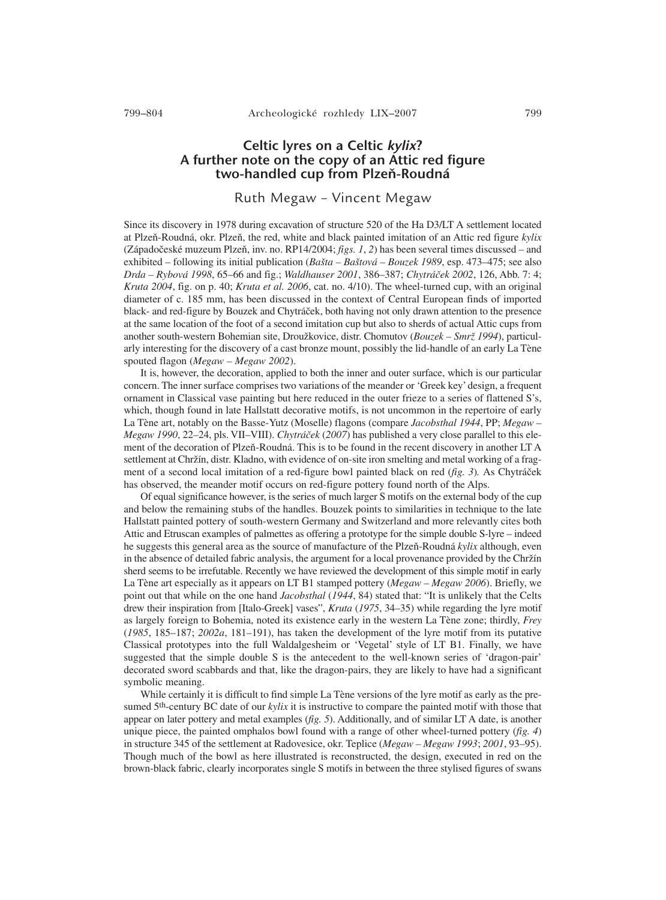# Celtic lyres on a Celtic *kylix*? A further note on the copy of an Attic red figure two-handled cup from Plzeň-Roudná

Ruth Megaw – Vincent Megaw

Since its discovery in 1978 during excavation of structure 520 of the Ha D3/LT A settlement located at Plzeň-Roudná, okr. Plzeň, the red, white and black painted imitation of an Attic red figure *kylix* (Západočeské muzeum Plzeň, inv. no. RP14/2004; *figs. 1*, *2*) has been several times discussed – and exhibited – following its initial publication (*Bašta – Baštová – Bouzek 1989*, esp. 473–475; see also *Drda – Rybová 1998*, 65–66 and fig.; *Waldhauser 2001*, 386–387; *Chytráček 2002*, 126, Abb. 7: 4; *Kruta 2004*, fig. on p. 40; *Kruta et al. 2006*, cat. no. 4/10). The wheel-turned cup, with an original diameter of c. 185 mm, has been discussed in the context of Central European finds of imported black- and red-figure by Bouzek and Chytráček, both having not only drawn attention to the presence at the same location of the foot of a second imitation cup but also to sherds of actual Attic cups from another south-western Bohemian site, Droužkovice, distr. Chomutov (*Bouzek – Smrž 1994*), particularly interesting for the discovery of a cast bronze mount, possibly the lid-handle of an early La Tène spouted flagon (*Megaw – Megaw 2002*).

It is, however, the decoration, applied to both the inner and outer surface, which is our particular concern. The inner surface comprises two variations of the meander or 'Greek key' design, a frequent ornament in Classical vase painting but here reduced in the outer frieze to a series of flattened S's, which, though found in late Hallstatt decorative motifs, is not uncommon in the repertoire of early La Tène art, notably on the Basse-Yutz (Moselle) flagons (compare *Jacobsthal 1944*, PP; *Megaw – Megaw 1990*, 22–24, pls. VII–VIII). *Chytráček* (*2007*) has published a very close parallel to this element of the decoration of Plzeň-Roudná. This is to be found in the recent discovery in another LT A settlement at Chržín, distr. Kladno, with evidence of on-site iron smelting and metal working of a fragment of a second local imitation of a red-figure bowl painted black on red (*fig. 3*). As Chytráček has observed, the meander motif occurs on red-figure pottery found north of the Alps.

Of equal significance however, is the series of much larger S motifs on the external body of the cup and below the remaining stubs of the handles. Bouzek points to similarities in technique to the late Hallstatt painted pottery of south-western Germany and Switzerland and more relevantly cites both Attic and Etruscan examples of palmettes as offering a prototype for the simple double S-lyre – indeed he suggests this general area as the source of manufacture of the Plzeň-Roudná *kylix* although, even in the absence of detailed fabric analysis, the argument for a local provenance provided by the Chržín sherd seems to be irrefutable. Recently we have reviewed the development of this simple motif in early La Tène art especially as it appears on LT B1 stamped pottery (*Megaw – Megaw 2006*). Briefly, we point out that while on the one hand *Jacobsthal* (*1944*, 84) stated that: "It is unlikely that the Celts drew their inspiration from [Italo-Greek] vases", *Kruta* (*1975*, 34–35) while regarding the lyre motif as largely foreign to Bohemia, noted its existence early in the western La Tène zone; thirdly, *Frey* (*1985*, 185–187; *2002a*, 181–191), has taken the development of the lyre motif from its putative Classical prototypes into the full Waldalgesheim or 'Vegetal' style of LT B1. Finally, we have suggested that the simple double S is the antecedent to the well-known series of 'dragon-pair' decorated sword scabbards and that, like the dragon-pairs, they are likely to have had a significant symbolic meaning.

While certainly it is difficult to find simple La Tène versions of the lyre motif as early as the presumed 5th-century BC date of our *kylix* it is instructive to compare the painted motif with those that appear on later pottery and metal examples (*fig. 5*). Additionally, and of similar LT A date, is another unique piece, the painted omphalos bowl found with a range of other wheel-turned pottery (*fig. 4*) in structure 345 of the settlement at Radovesice, okr. Teplice (*Megaw – Megaw 1993*; *2001*, 93–95). Though much of the bowl as here illustrated is reconstructed, the design, executed in red on the brown-black fabric, clearly incorporates single S motifs in between the three stylised figures of swans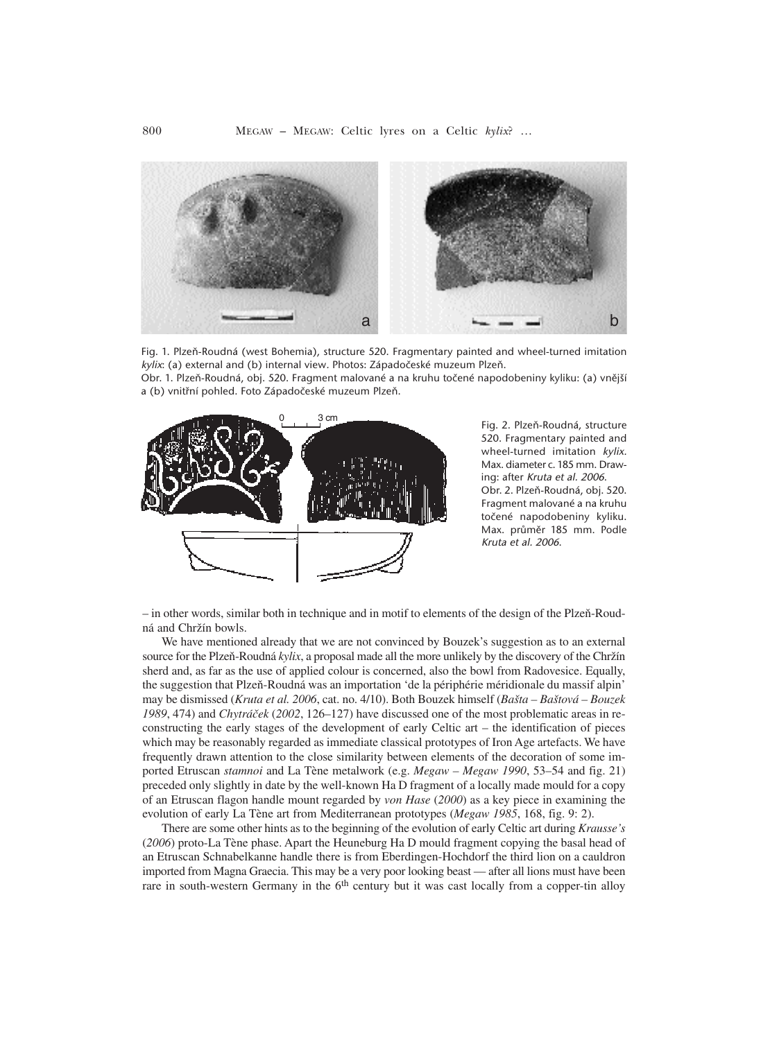Fig. 1. Plzeň-Roudná (west Bohemia), structure 520. Fragmentary painted and wheel-turned imitation *kylix*: (a) external and (b) internal view. Photos: Západočeské muzeum Plzeň.
Obr. 1. Plzeň-Roudná, obj. 520. Fragment malované a na kruhu točené napodobeniny kyliku: (a) vnější a (b) vnitřní pohled. Foto Západočeské muzeum Plzeň.

Fig. 2. Plzeň-Roudná, structure 520. Fragmentary painted and wheel-turned imitation *kylix*. Max. diameter c. 185 mm. Drawing: after *Kruta et al. 2006*.
Obr. 2. Plzeň-Roudná, obj. 520. Fragment malované a na kruhu točené napodobeniny kyliku. Max. průměr 185 mm. Podle *Kruta et al. 2006*.

– in other words, similar both in technique and in motif to elements of the design of the Plzeň-Roudná and Chržín bowls.

We have mentioned already that we are not convinced by Bouzek's suggestion as to an external source for the Plzeň-Roudná *kylix*, a proposal made all the more unlikely by the discovery of the Chržín sherd and, as far as the use of applied colour is concerned, also the bowl from Radovesice. Equally, the suggestion that Plzeň-Roudná was an importation 'de la périphérie méridionale du massif alpin' may be dismissed (*Kruta et al. 2006*, cat. no. 4/10). Both Bouzek himself (*Bašta – Baštová – Bouzek 1989*, 474) and *Chytráček* (*2002*, 126–127) have discussed one of the most problematic areas in reconstructing the early stages of the development of early Celtic art – the identification of pieces which may be reasonably regarded as immediate classical prototypes of Iron Age artefacts. We have frequently drawn attention to the close similarity between elements of the decoration of some imported Etruscan *stamnoi* and La Tène metalwork (e.g. *Megaw – Megaw 1990*, 53–54 and fig. 21) preceded only slightly in date by the well-known Ha D fragment of a locally made mould for a copy of an Etruscan flagon handle mount regarded by *von Hase* (*2000*) as a key piece in examining the evolution of early La Tène art from Mediterranean prototypes (*Megaw 1985*, 168, fig. 9: 2).

There are some other hints as to the beginning of the evolution of early Celtic art during *Krausse's* (*2006*) proto-La Tène phase. Apart the Heuneburg Ha D mould fragment copying the basal head of an Etruscan Schnabelkanne handle there is from Eberdingen-Hochdorf the third lion on a cauldron imported from Magna Graecia. This may be a very poor looking beast — after all lions must have been rare in south-western Germany in the 6th century but it was cast locally from a copper-tin alloy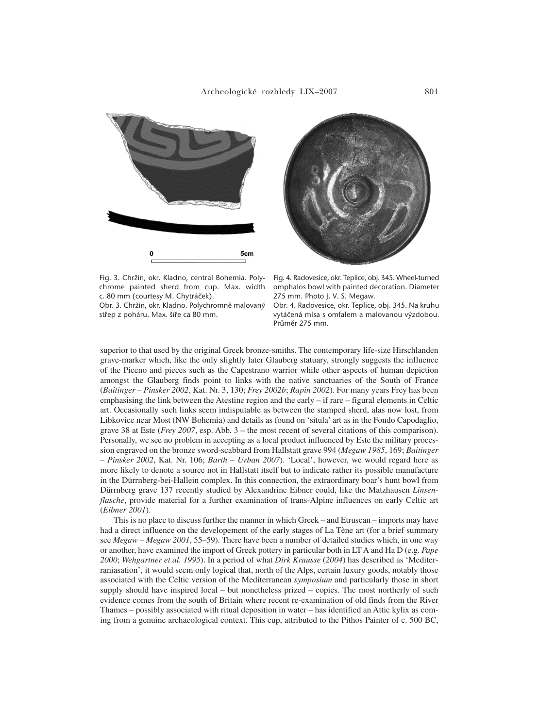Fig. 3. Chržín, okr. Kladno, central Bohemia. Polychrome painted sherd from cup. Max. width c. 80 mm (courtesy M. Chytráček).
Obr. 3. Chržín, okr. Kladno. Polychromně malovaný střep z poháru. Max. šíře ca 80 mm.

Fig. 4. Radovesice, okr. Teplice, obj. 345. Wheel-turned omphalos bowl with painted decoration. Diameter 275 mm. Photo J. V. S. Megaw.
Obr. 4. Radovesice, okr. Teplice, obj. 345. Na kruhu vytáčená mísa s omfalem a malovanou výzdobou. Průměr 275 mm.

superior to that used by the original Greek bronze-smiths. The contemporary life-size Hirschlanden grave-marker which, like the only slightly later Glauberg statuary, strongly suggests the influence of the Piceno and pieces such as the Capestrano warrior while other aspects of human depiction amongst the Glauberg finds point to links with the native sanctuaries of the South of France (*Baitinger – Pinsker 2002*, Kat. Nr. 3, 130; *Frey 2002b*; *Rapin 2002*). For many years Frey has been emphasising the link between the Atestine region and the early – if rare – figural elements in Celtic art. Occasionally such links seem indisputable as between the stamped sherd, alas now lost, from Libkovice near Most (NW Bohemia) and details as found on 'situla' art as in the Fondo Capodaglio, grave 38 at Este (*Frey 2007*, esp. Abb. 3 – the most recent of several citations of this comparison). Personally, we see no problem in accepting as a local product influenced by Este the military procession engraved on the bronze sword-scabbard from Hallstatt grave 994 (*Megaw 1985*, 169; *Baitinger – Pinsker 2002*, Kat. Nr. 106; *Barth – Urban 2007*). 'Local', however, we would regard here as more likely to denote a source not in Hallstatt itself but to indicate rather its possible manufacture in the Dürrnberg-bei-Hallein complex. In this connection, the extraordinary boar's hunt bowl from Dürrnberg grave 137 recently studied by Alexandrine Eibner could, like the Matzhausen *Linsenflasche*, provide material for a further examination of trans-Alpine influences on early Celtic art (*Eibner 2001*).

This is no place to discuss further the manner in which Greek – and Etruscan – imports may have had a direct influence on the developement of the early stages of La Tène art (for a brief summary see *Megaw – Megaw 2001*, 55–59). There have been a number of detailed studies which, in one way or another, have examined the import of Greek pottery in particular both in LT A and Ha D (e.g. *Pape 2000*; *Wehgartner et al. 1995*). In a period of what *Dirk Krausse* (*2004*) has described as 'Mediterraniasation', it would seem only logical that, north of the Alps, certain luxury goods, notably those associated with the Celtic version of the Mediterranean *symposium* and particularly those in short supply should have inspired local – but nonetheless prized – copies. The most northerly of such evidence comes from the south of Britain where recent re-examination of old finds from the River Thames – possibly associated with ritual deposition in water – has identified an Attic kylix as coming from a genuine archaeological context. This cup, attributed to the Pithos Painter of c. 500 BC,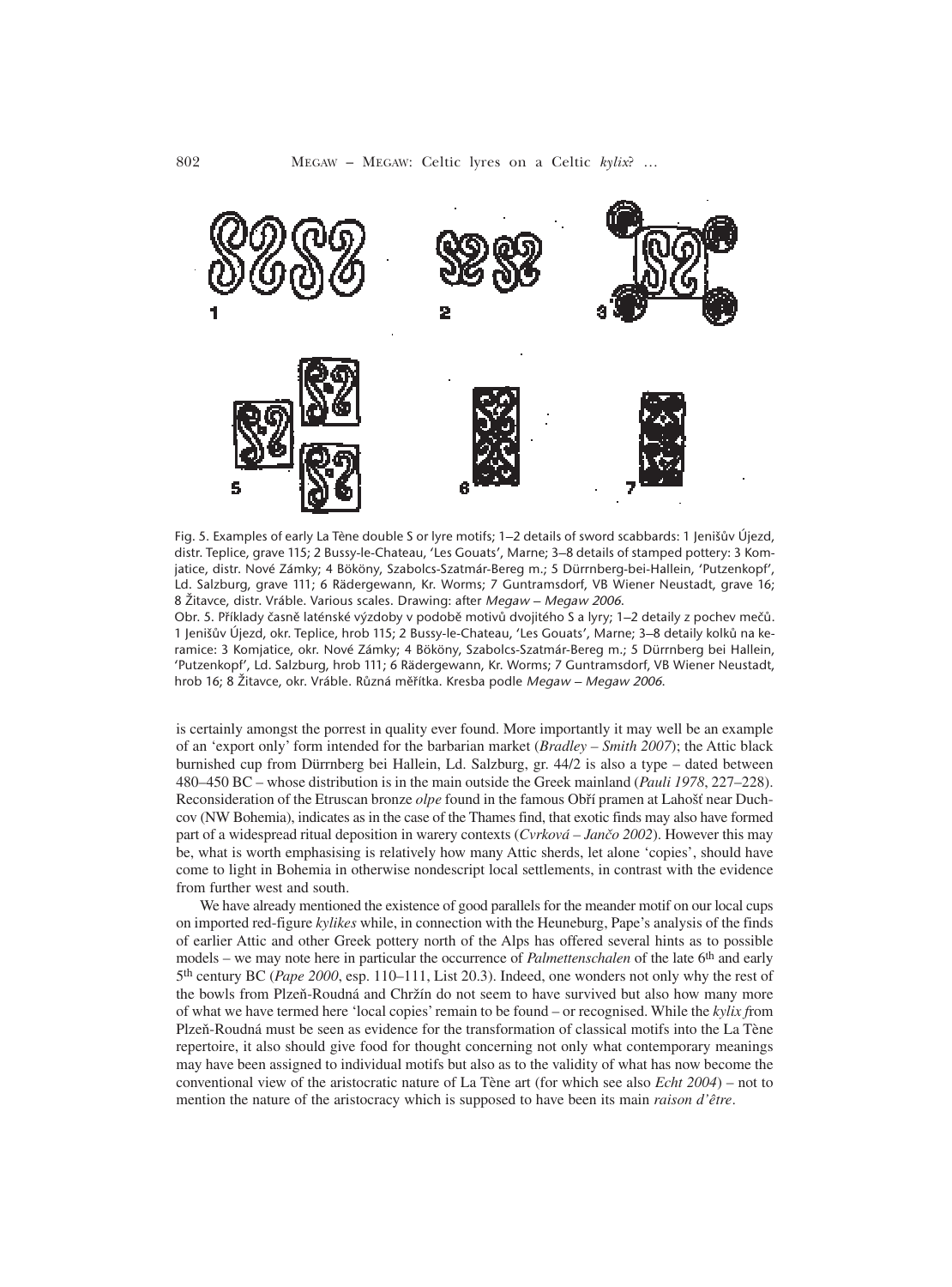Fig. 5. Examples of early La Tène double S or lyre motifs; 1–2 details of sword scabbards: 1 Jenišův Újezd, distr. Teplice, grave 115; 2 Bussy-le-Chateau, 'Les Gouats', Marne; 3–8 details of stamped pottery: 3 Komjatice, distr. Nové Zámky; 4 Bököny, Szabolcs-Szatmár-Bereg m.; 5 Dürrnberg-bei-Hallein, 'Putzenkopf', Ld. Salzburg, grave 111; 6 Rädergewann, Kr. Worms; 7 Guntramsdorf, VB Wiener Neustadt, grave 16; 8 Žitavce, distr. Vráble. Various scales. Drawing: after *Megaw – Megaw 2006*.

Obr. 5. Příklady časně laténské výzdoby v podobě motivů dvojitého S a lyry; 1–2 detaily z pochev mečů. 1 Jenišův Újezd, okr. Teplice, hrob 115; 2 Bussy-le-Chateau, 'Les Gouats', Marne; 3–8 detaily kolků na keramice: 3 Komjatice, okr. Nové Zámky; 4 Bököny, Szabolcs-Szatmár-Bereg m.; 5 Dürrnberg bei Hallein, 'Putzenkopf', Ld. Salzburg, hrob 111; 6 Rädergewann, Kr. Worms; 7 Guntramsdorf, VB Wiener Neustadt, hrob 16; 8 Žitavce, okr. Vráble. Různá měřítka. Kresba podle *Megaw – Megaw 2006*.

is certainly amongst the porrest in quality ever found. More importantly it may well be an example of an 'export only' form intended for the barbarian market (*Bradley – Smith 2007*); the Attic black burnished cup from Dürrnberg bei Hallein, Ld. Salzburg, gr. 44/2 is also a type – dated between 480–450 BC – whose distribution is in the main outside the Greek mainland (*Pauli 1978*, 227–228). Reconsideration of the Etruscan bronze *olpe* found in the famous Obří pramen at Lahošť near Duchcov (NW Bohemia), indicates as in the case of the Thames find, that exotic finds may also have formed part of a widespread ritual deposition in warery contexts (*Cvrková – Jančo 2002*). However this may be, what is worth emphasising is relatively how many Attic sherds, let alone 'copies', should have come to light in Bohemia in otherwise nondescript local settlements, in contrast with the evidence from further west and south.

We have already mentioned the existence of good parallels for the meander motif on our local cups on imported red-figure *kylikes* while, in connection with the Heuneburg, Pape's analysis of the finds of earlier Attic and other Greek pottery north of the Alps has offered several hints as to possible models – we may note here in particular the occurrence of *Palmettenschalen* of the late 6th and early 5th century BC (*Pape 2000*, esp. 110–111, List 20.3). Indeed, one wonders not only why the rest of the bowls from Plzeň-Roudná and Chržín do not seem to have survived but also how many more of what we have termed here 'local copies' remain to be found – or recognised. While the *kylix f*rom Plzeň-Roudná must be seen as evidence for the transformation of classical motifs into the La Tène repertoire, it also should give food for thought concerning not only what contemporary meanings may have been assigned to individual motifs but also as to the validity of what has now become the conventional view of the aristocratic nature of La Tène art (for which see also *Echt 2004*) – not to mention the nature of the aristocracy which is supposed to have been its main *raison d'être*.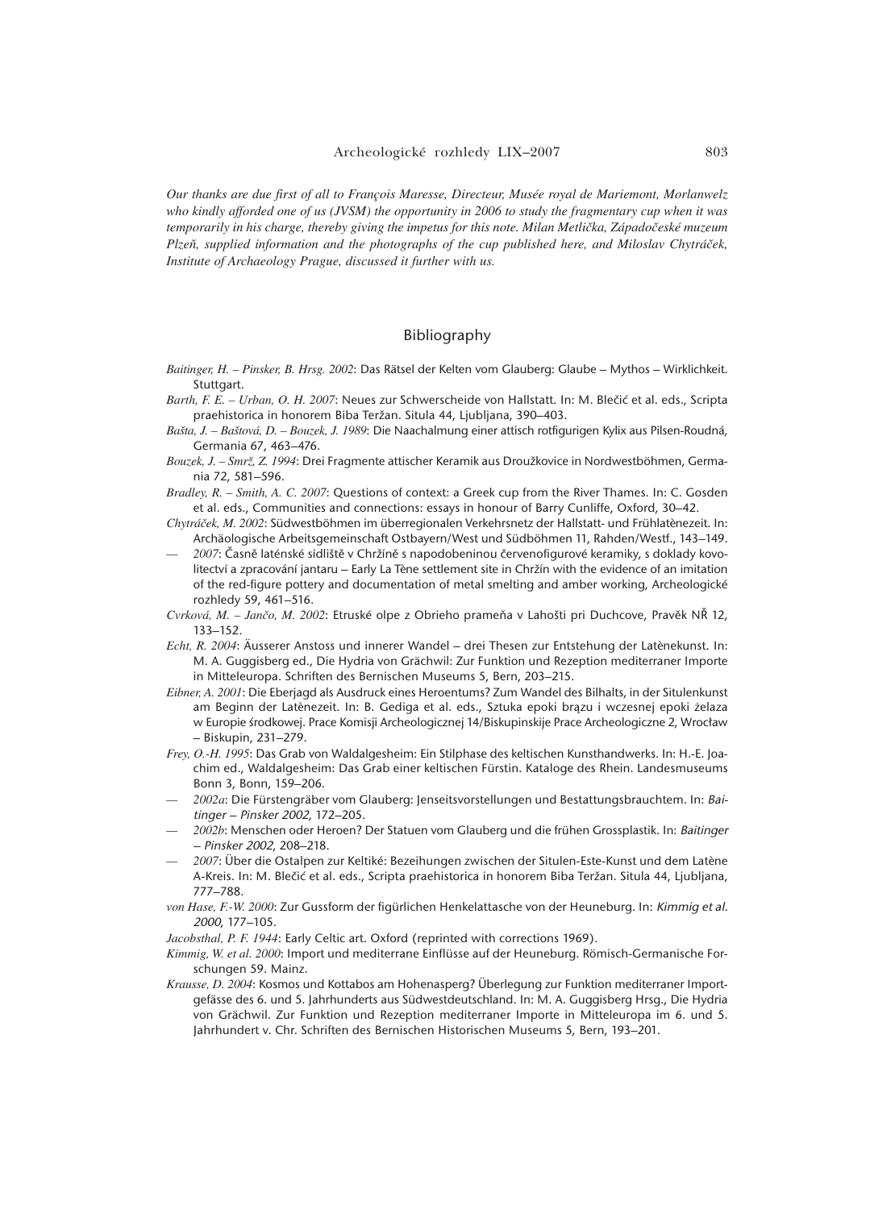*Our thanks are due first of all to François Maresse, Directeur, Musée royal de Mariemont, Morlanwelz who kindly afforded one of us (JVSM) the opportunity in 2006 to study the fragmentary cup when it was temporarily in his charge, thereby giving the impetus for this note. Milan Metlička, Západočeské muzeum Plzeň, supplied information and the photographs of the cup published here, and Miloslav Chytráček, Institute of Archaeology Prague, discussed it further with us.*

## Bibliography

*Baitinger, H. – Pinsker, B. Hrsg. 2002*: Das Rätsel der Kelten vom Glauberg: Glaube – Mythos – Wirklichkeit. Stuttgart.

*Barth, F. E. – Urban, O. H. 2007*: Neues zur Schwerscheide von Hallstatt. In: M. Blečić et al. eds., Scripta praehistorica in honorem Biba Teržan. Situla 44, Ljubljana, 390–403.

*Bašta, J. – Baštová, D. – Bouzek, J. 1989*: Die Naachalmung einer attisch rotfigurigen Kylix aus Pilsen-Roudná, Germania 67, 463–476.

*Bouzek, J. – Smrž, Z. 1994*: Drei Fragmente attischer Keramik aus Droužkovice in Nordwestböhmen, Germania 72, 581–596.

*Bradley, R. – Smith, A. C. 2007*: Questions of context: a Greek cup from the River Thames. In: C. Gosden et al. eds., Communities and connections: essays in honour of Barry Cunliffe, Oxford, 30–42.

*Chytráček, M. 2002*: Südwestböhmen im überregionalen Verkehrsnetz der Hallstatt- und Frühlatènezeit. In: Archäologische Arbeitsgemeinschaft Ostbayern/West und Südböhmen 11, Rahden/Westf., 143–149.

— *2007*: Časně laténské sídliště v Chržíně s napodobeninou červenofigurové keramiky, s doklady kovolitectví a zpracování jantaru – Early La Tène settlement site in Chržín with the evidence of an imitation of the red-figure pottery and documentation of metal smelting and amber working, Archeologické rozhledy 59, 461–516.

*Cvrková, M. – Jančo, M. 2002*: Etruské olpe z Obrieho prameňa v Lahošti pri Duchcove, Pravěk NŘ 12, 133–152.

*Echt, R. 2004*: Äusserer Anstoss und innerer Wandel – drei Thesen zur Entstehung der Latènekunst. In: M. A. Guggisberg ed., Die Hydria von Grächwil: Zur Funktion und Rezeption mediterraner Importe in Mitteleuropa. Schriften des Bernischen Museums 5, Bern, 203–215.

*Eibner, A. 2001*: Die Eberjagd als Ausdruck eines Heroentums? Zum Wandel des Bilhalts, in der Situlenkunst am Beginn der Latènezeit. In: B. Gediga et al. eds., Sztuka epoki brązu i wczesnej epoki żelaza w Europie środkowej. Prace Komisji Archeologicznej 14/Biskupinskije Prace Archeologiczne 2, Wrocław – Biskupin, 231–279.

*Frey, O.-H. 1995*: Das Grab von Waldalgesheim: Ein Stilphase des keltischen Kunsthandwerks. In: H.-E. Joachim ed., Waldalgesheim: Das Grab einer keltischen Fürstin. Kataloge des Rhein. Landesmuseums Bonn 3, Bonn, 159–206.

— *2002a*: Die Fürstengräber vom Glauberg: Jenseitsvorstellungen und Bestattungsbrauchtem. In: *Baitinger – Pinsker 2002*, 172–205.

— *2002b*: Menschen oder Heroen? Der Statuen vom Glauberg und die frühen Grossplastik. In: *Baitinger – Pinsker 2002*, 208–218.

— *2007*: Über die Ostalpen zur Keltiké: Bezeihungen zwischen der Situlen-Este-Kunst und dem Latène A-Kreis. In: M. Blečić et al. eds., Scripta praehistorica in honorem Biba Teržan. Situla 44, Ljubljana, 777–788.

*von Hase, F.-W. 2000*: Zur Gussform der figürlichen Henkelattasche von der Heuneburg. In: *Kimmig et al. 2000*, 177–105.

*Jacobsthal, P. F. 1944*: Early Celtic art. Oxford (reprinted with corrections 1969).

*Kimmig, W. et al. 2000*: Import und mediterrane Einflüsse auf der Heuneburg. Römisch-Germanische Forschungen 59. Mainz.

*Krausse, D. 2004*: Kosmos und Kottabos am Hohenasperg? Überlegung zur Funktion mediterraner Importgefässe des 6. und 5. Jahrhunderts aus Südwestdeutschland. In: M. A. Guggisberg Hrsg., Die Hydria von Grächwil. Zur Funktion und Rezeption mediterraner Importe in Mitteleuropa im 6. und 5. Jahrhundert v. Chr. Schriften des Bernischen Historischen Museums 5, Bern, 193–201.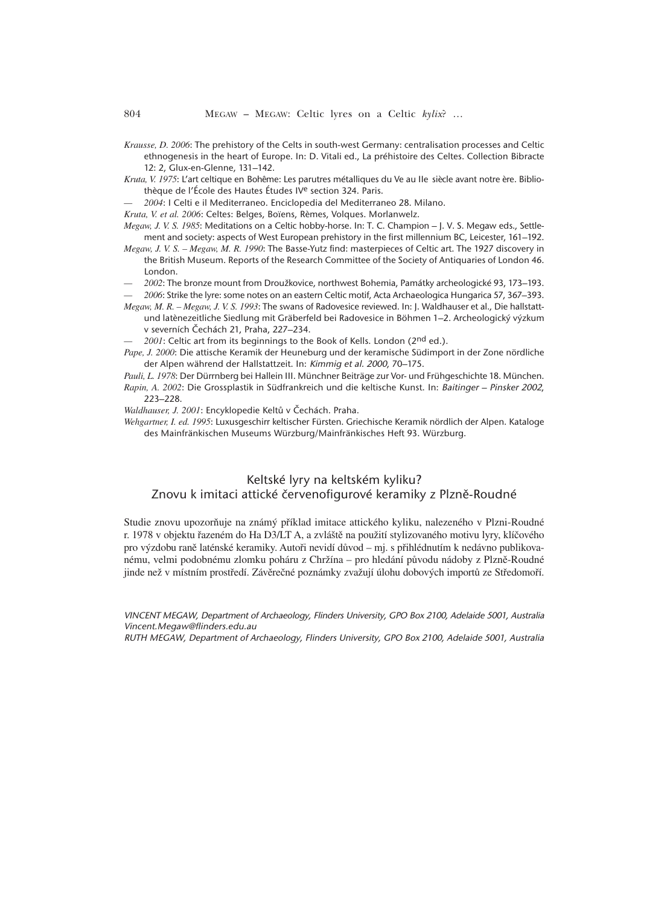*Krausse, D. 2006*: The prehistory of the Celts in south-west Germany: centralisation processes and Celtic ethnogenesis in the heart of Europe. In: D. Vitali ed., La préhistoire des Celtes. Collection Bibracte 12: 2, Glux-en-Glenne, 131–142.

*Kruta, V. 1975*: L'art celtique en Bohême: Les parutres métalliques du Ve au IIe siècle avant notre ère. Bibliothèque de l'École des Hautes Études IVe section 324. Paris.

— *2004*: I Celti e il Mediterraneo. Enciclopedia del Mediterraneo 28. Milano.

*Kruta, V. et al. 2006*: Celtes: Belges, Boïens, Rèmes, Volques. Morlanwelz.

*Megaw, J. V. S. 1985*: Meditations on a Celtic hobby-horse. In: T. C. Champion – J. V. S. Megaw eds., Settlement and society: aspects of West European prehistory in the first millennium BC, Leicester, 161–192.

*Megaw, J. V. S. – Megaw, M. R. 1990*: The Basse-Yutz find: masterpieces of Celtic art. The 1927 discovery in the British Museum. Reports of the Research Committee of the Society of Antiquaries of London 46. London.

— *2002*: The bronze mount from Droužkovice, northwest Bohemia, Památky archeologické 93, 173–193.

— *2006*: Strike the lyre: some notes on an eastern Celtic motif, Acta Archaeologica Hungarica 57, 367–393.

*Megaw, M. R. – Megaw, J. V. S. 1993*: The swans of Radovesice reviewed. In: J. Waldhauser et al., Die hallstatt- und latènezeitliche Siedlung mit Gräberfeld bei Radovesice in Böhmen 1–2. Archeologický výzkum v severních Čechách 21, Praha, 227–234.

— *2001*: Celtic art from its beginnings to the Book of Kells. London (2nd ed.).

*Pape, J. 2000*: Die attische Keramik der Heuneburg und der keramische Südimport in der Zone nördliche der Alpen während der Hallstattzeit. In: *Kimmig et al. 2000*, 70–175.

*Pauli, L. 1978*: Der Dürrnberg bei Hallein III. Münchner Beiträge zur Vor- und Frühgeschichte 18. München.

*Rapin, A. 2002*: Die Grossplastik in Südfrankreich und die keltische Kunst. In: *Baitinger – Pinsker 2002*, 223–228.

*Waldhauser, J. 2001*: Encyklopedie Keltů v Čechách. Praha.

*Wehgartner, I. ed. 1995*: Luxusgeschirr keltischer Fürsten. Griechische Keramik nördlich der Alpen. Kataloge des Mainfränkischen Museums Würzburg/Mainfränkisches Heft 93. Würzburg.

## Keltské lyry na keltském kyliku?
## Znovu k imitaci attické červenofigurové keramiky z Plzně-Roudné

Studie znovu upozorňuje na známý příklad imitace attického kyliku, nalezeného v Plzni-Roudné r. 1978 v objektu řazeném do Ha D3/LT A, a zvláště na použití stylizovaného motivu lyry, klíčového pro výzdobu raně laténské keramiky. Autoři nevidí důvod – mj. s přihlédnutím k nedávno publikovanému, velmi podobnému zlomku poháru z Chržína – pro hledání původu nádoby z Plzně-Roudné jinde než v místním prostředí. Závěrečné poznámky zvažují úlohu dobových importů ze Středomoří.

*VINCENT MEGAW, Department of Archaeology, Flinders University, GPO Box 2100, Adelaide 5001, Australia*
*Vincent.Megaw@flinders.edu.au*

*RUTH MEGAW, Department of Archaeology, Flinders University, GPO Box 2100, Adelaide 5001, Australia*